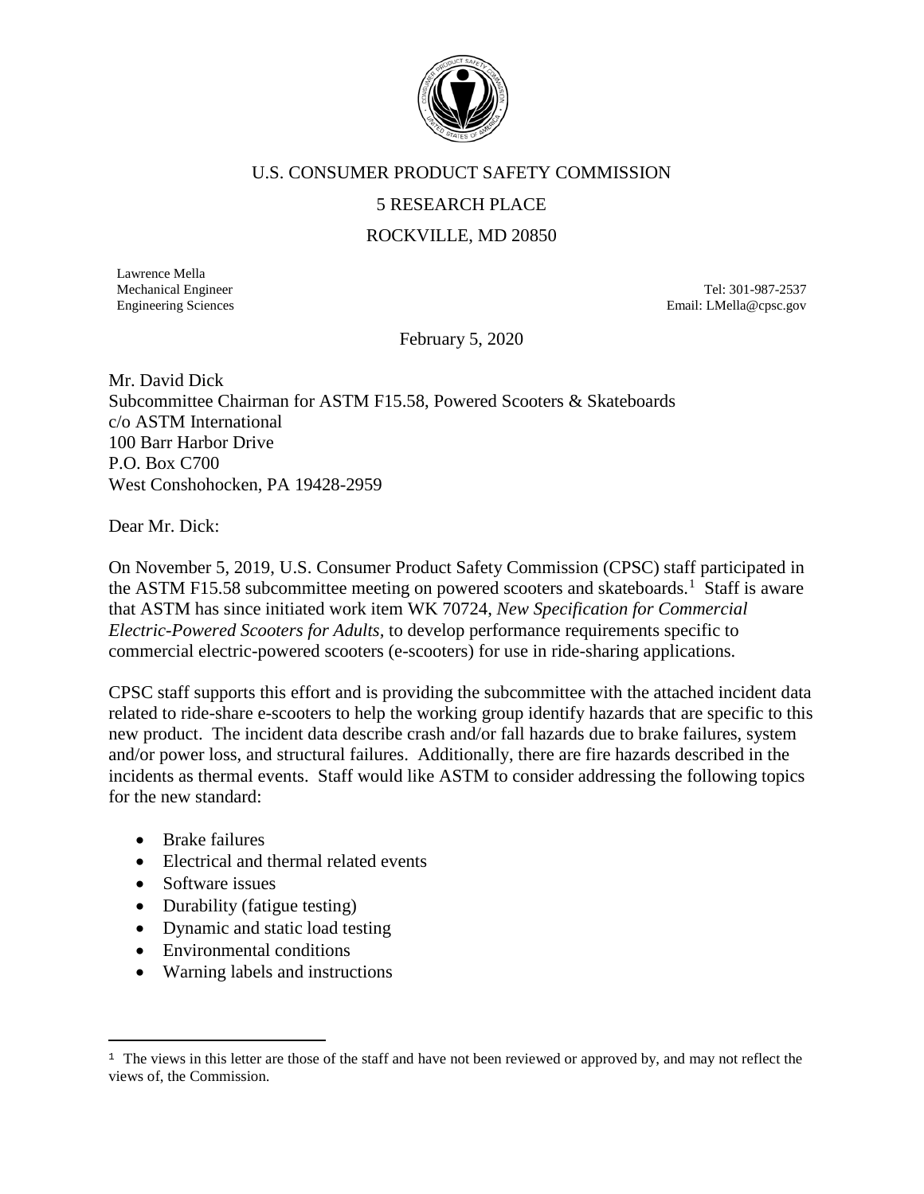U.S. CONSUMER PRODUCT SAFETY COMMISSION

5 RESEARCH PLACE

ROCKVILLE, MD 20850

Lawrence Mella
Mechanical Engineer
Engineering Sciences

Tel: 301-987-2537
Email: LMella@cpsc.gov

February 5, 2020

Mr. David Dick
Subcommittee Chairman for ASTM F15.58, Powered Scooters & Skateboards
c/o ASTM International
100 Barr Harbor Drive
P.O. Box C700
West Conshohocken, PA 19428-2959

Dear Mr. Dick:

On November 5, 2019, U.S. Consumer Product Safety Commission (CPSC) staff participated in the ASTM F15.58 subcommittee meeting on powered scooters and skateboards.[1] Staff is aware that ASTM has since initiated work item WK 70724, *New Specification for Commercial Electric-Powered Scooters for Adults,* to develop performance requirements specific to commercial electric-powered scooters (e-scooters) for use in ride-sharing applications.

CPSC staff supports this effort and is providing the subcommittee with the attached incident data related to ride-share e-scooters to help the working group identify hazards that are specific to this new product. The incident data describe crash and/or fall hazards due to brake failures, system and/or power loss, and structural failures. Additionally, there are fire hazards described in the incidents as thermal events. Staff would like ASTM to consider addressing the following topics for the new standard:

- Brake failures
- Electrical and thermal related events
- Software issues
- Durability (fatigue testing)
- Dynamic and static load testing
- Environmental conditions
- Warning labels and instructions

[1] The views in this letter are those of the staff and have not been reviewed or approved by, and may not reflect the views of, the Commission.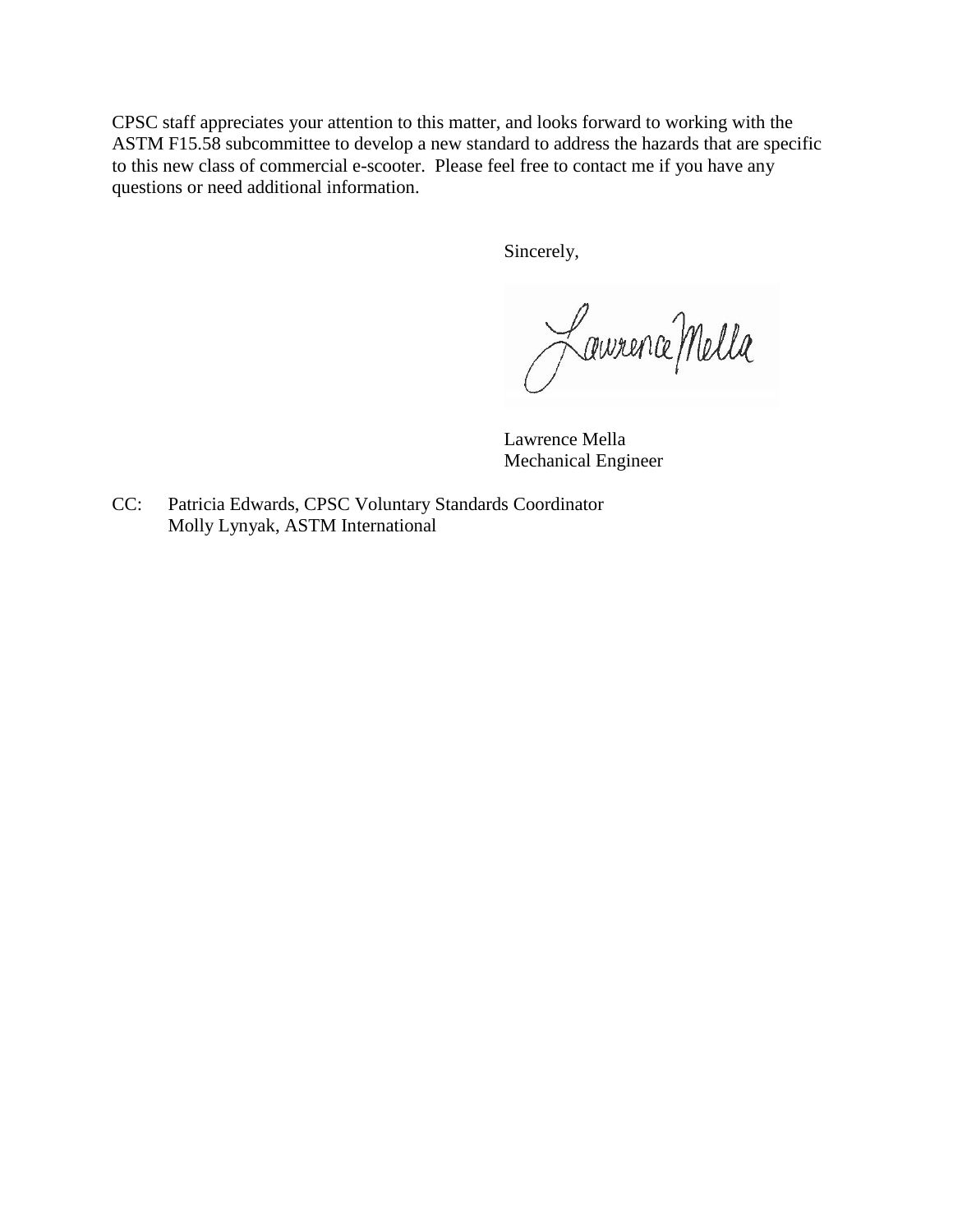CPSC staff appreciates your attention to this matter, and looks forward to working with the ASTM F15.58 subcommittee to develop a new standard to address the hazards that are specific to this new class of commercial e-scooter. Please feel free to contact me if you have any questions or need additional information.

Sincerely,

Lawrence Mella

Lawrence Mella  
Mechanical Engineer

CC: Patricia Edwards, CPSC Voluntary Standards Coordinator  
Molly Lynyak, ASTM International